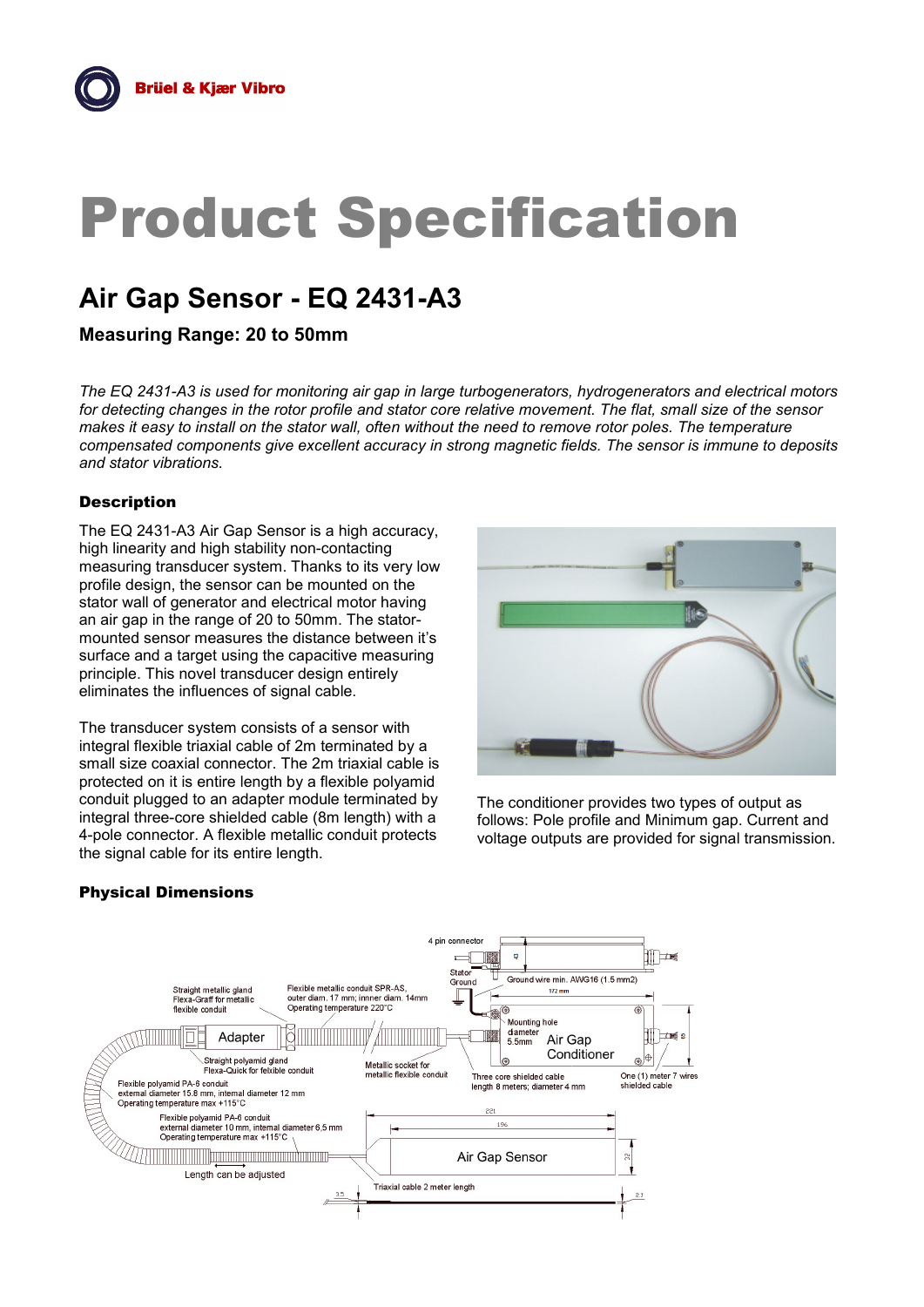# Product Specification

## Air Gap Sensor - EQ 2431-A3

### Measuring Range: 20 to 50mm

*The EQ 2431-A3 is used for monitoring air gap in large turbogenerators, hydrogenerators and electrical motors for detecting changes in the rotor profile and stator core relative movement. The flat, small size of the sensor makes it easy to install on the stator wall, often without the need to remove rotor poles. The temperature compensated components give excellent accuracy in strong magnetic fields. The sensor is immune to deposits and stator vibrations.*

### Description

The EQ 2431-A3 Air Gap Sensor is a high accuracy, high linearity and high stability non-contacting measuring transducer system. Thanks to its very low profile design, the sensor can be mounted on the stator wall of generator and electrical motor having an air gap in the range of 20 to 50mm. The stator-mounted sensor measures the distance between it's surface and a target using the capacitive measuring principle. This novel transducer design entirely eliminates the influences of signal cable.

The transducer system consists of a sensor with integral flexible triaxial cable of 2m terminated by a small size coaxial connector. The 2m triaxial cable is protected on it is entire length by a flexible polyamid conduit plugged to an adapter module terminated by integral three-core shielded cable (8m length) with a 4-pole connector. A flexible metallic conduit protects the signal cable for its entire length.

The conditioner provides two types of output as follows: Pole profile and Minimum gap. Current and voltage outputs are provided for signal transmission.

### Physical Dimensions

4 pin connector

Stator Ground

Ground wire min. AWG16 (1.5 mm2)

172 mm

Straight metallic gland Flexa-Graff for metallic flexible conduit

Flexible metallic conduit SPR-AS, outer diam. 17 mm; inner diam. 14mm Operating temperature 220°C

Adapter

Mounting hole diameter 5.5mm

Air Gap Conditioner

Straight polyamid gland Flexa-Quick for felxible conduit

Metallic socket for metallic flexible conduit

Three core shielded cable length 8 meters; diameter 4 mm

One (1) meter 7 wires shielded cable

Flexible polyamid PA-6 conduit external diameter 15.8 mm, internal diameter 12 mm Operating temperature max +115°C

Flexible polyamid PA-6 conduit external diameter 10 mm, internal diameter 6.5 mm Operating temperature max +115°C

221

196

Air Gap Sensor

22

Length can be adjusted

Triaxial cable 2 meter length

3.5

2.1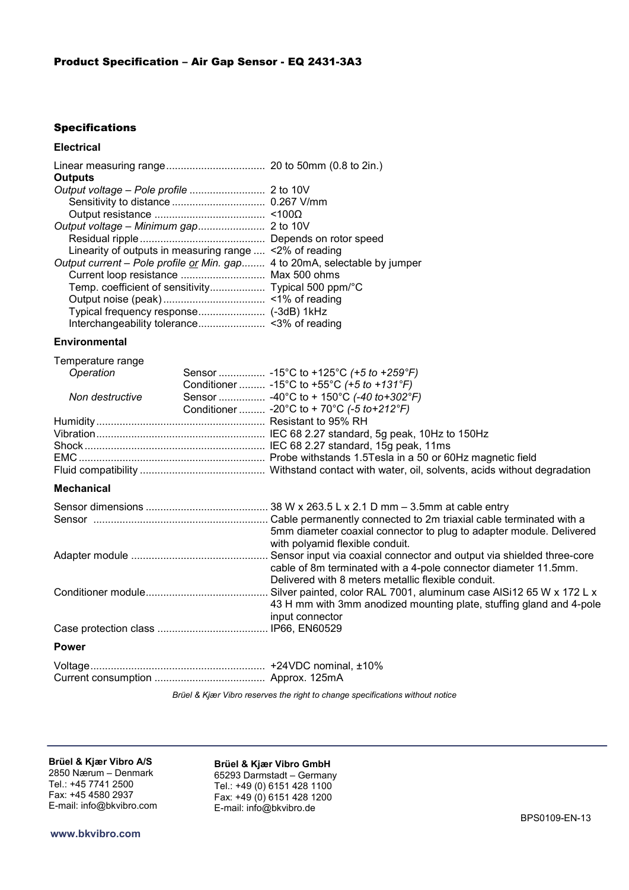**Product Specification – Air Gap Sensor - EQ 2431-3A3**

## Specifications

### Electrical

| | |
|---|---|
| Linear measuring range | 20 to 50mm (0.8 to 2in.) |
| **Outputs** | |
| *Output voltage – Pole profile* | 2 to 10V |
| Sensitivity to distance | 0.267 V/mm |
| Output resistance | <100Ω |
| *Output voltage – Minimum gap* | 2 to 10V |
| Residual ripple | Depends on rotor speed |
| Linearity of outputs in measuring range | <2% of reading |
| *Output current – Pole profile or Min. gap* | 4 to 20mA, selectable by jumper |
| Current loop resistance | Max 500 ohms |
| Temp. coefficient of sensitivity | Typical 500 ppm/°C |
| Output noise (peak) | <1% of reading |
| Typical frequency response | (-3dB) 1kHz |
| Interchangeability tolerance | <3% of reading |

### Environmental

| | | |
|---|---|---|
| Temperature range | | |
| *Operation* | Sensor | -15°C to +125°C *(+5 to +259°F)* |
| | Conditioner | -15°C to +55°C *(+5 to +131°F)* |
| *Non destructive* | Sensor | -40°C to + 150°C *(-40 to+302°F)* |
| | Conditioner | -20°C to + 70°C *(-5 to+212°F)* |
| Humidity | | Resistant to 95% RH |
| Vibration | | IEC 68 2.27 standard, 5g peak, 10Hz to 150Hz |
| Shock | | IEC 68 2.27 standard, 15g peak, 11ms |
| EMC | | Probe withstands 1.5Tesla in a 50 or 60Hz magnetic field |
| Fluid compatibility | | Withstand contact with water, oil, solvents, acids without degradation |

### Mechanical

| | |
|---|---|
| Sensor dimensions | 38 W x 263.5 L x 2.1 D mm – 3.5mm at cable entry |
| Sensor | Cable permanently connected to 2m triaxial cable terminated with a 5mm diameter coaxial connector to plug to adapter module. Delivered with polyamid flexible conduit. |
| Adapter module | Sensor input via coaxial connector and output via shielded three-core cable of 8m terminated with a 4-pole connector diameter 11.5mm. Delivered with 8 meters metallic flexible conduit. |
| Conditioner module | Silver painted, color RAL 7001, aluminum case AlSi12 65 W x 172 L x 43 H mm with 3mm anodized mounting plate, stuffing gland and 4-pole input connector |
| Case protection class | IP66, EN60529 |

### Power

| | |
|---|---|
| Voltage | +24VDC nominal, ±10% |
| Current consumption | Approx. 125mA |

*Brüel & Kjær Vibro reserves the right to change specifications without notice*

**Brüel & Kjær Vibro A/S**
2850 Nærum – Denmark
Tel.: +45 7741 2500
Fax: +45 4580 2937
E-mail: info@bkvibro.com

**Brüel & Kjær Vibro GmbH**
65293 Darmstadt – Germany
Tel.: +49 (0) 6151 428 1100
Fax: +49 (0) 6151 428 1200
E-mail: info@bkvibro.de

BPS0109-EN-13

**www.bkvibro.com**